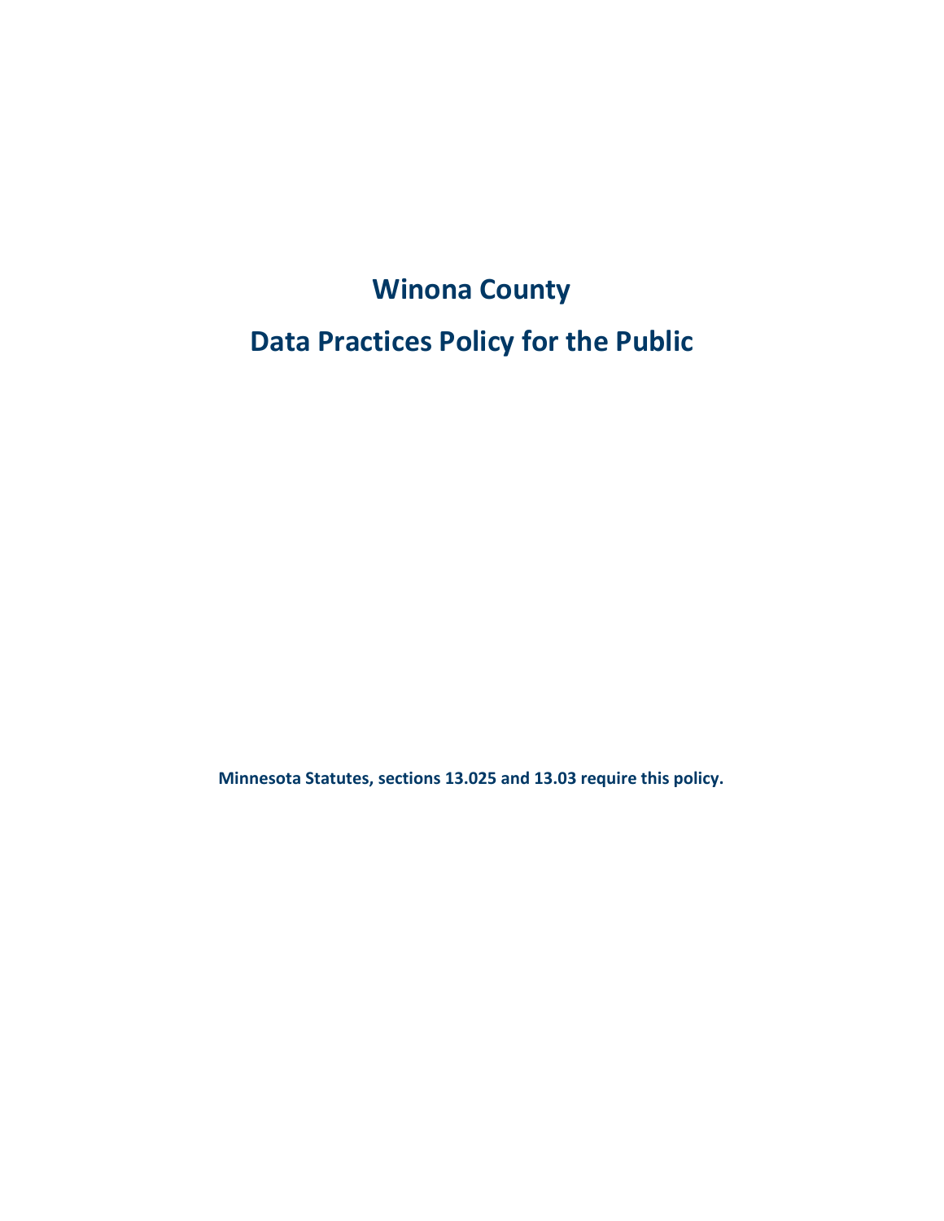# Winona County

# Data Practices Policy for the Public

**Minnesota Statutes, sections 13.025 and 13.03 require this policy.**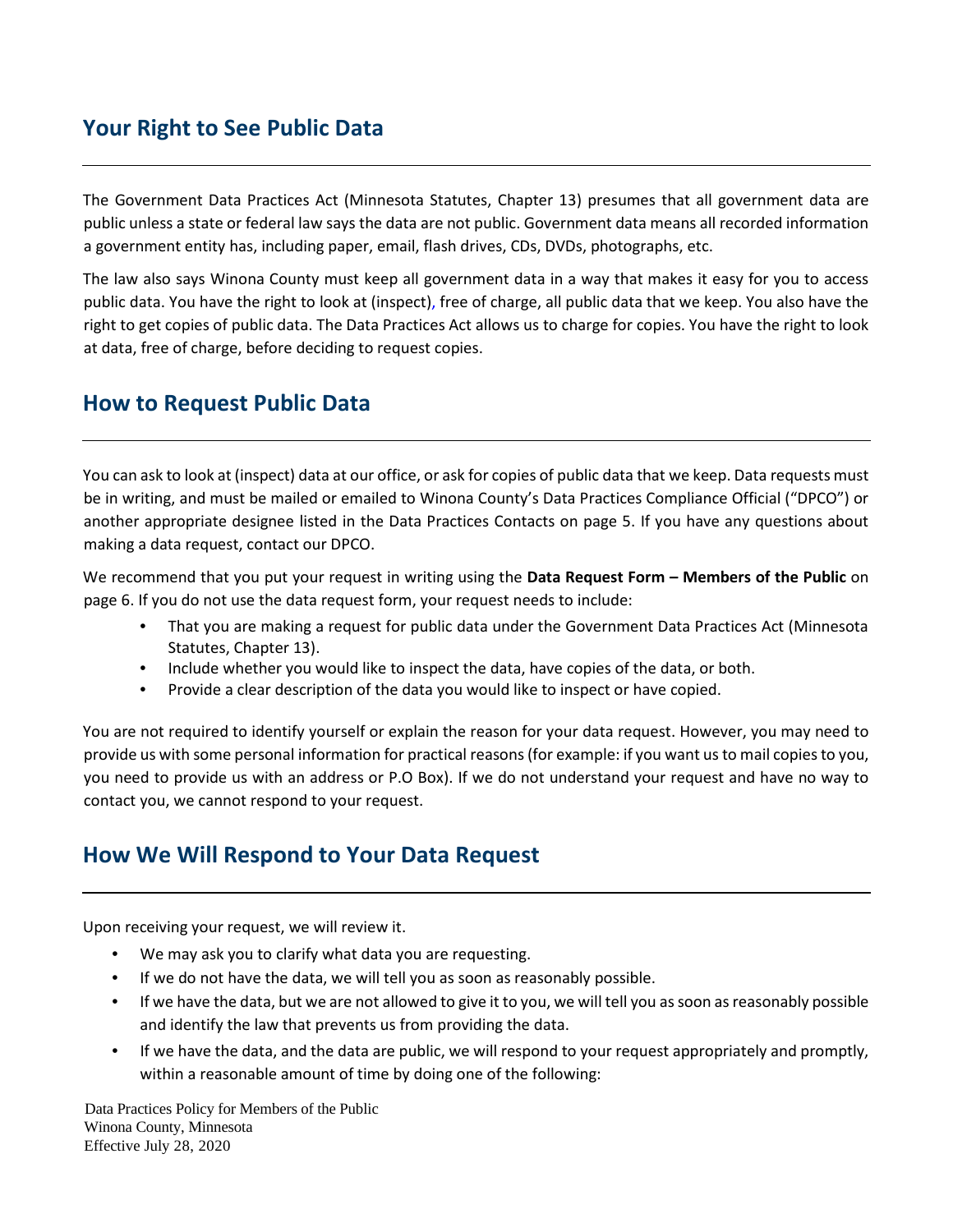## Your Right to See Public Data

The Government Data Practices Act (Minnesota Statutes, Chapter 13) presumes that all government data are public unless a state or federal law says the data are not public. Government data means all recorded information a government entity has, including paper, email, flash drives, CDs, DVDs, photographs, etc.

The law also says Winona County must keep all government data in a way that makes it easy for you to access public data. You have the right to look at (inspect), free of charge, all public data that we keep. You also have the right to get copies of public data. The Data Practices Act allows us to charge for copies. You have the right to look at data, free of charge, before deciding to request copies.

## How to Request Public Data

You can ask to look at (inspect) data at our office, or ask for copies of public data that we keep. Data requests must be in writing, and must be mailed or emailed to Winona County's Data Practices Compliance Official ("DPCO") or another appropriate designee listed in the Data Practices Contacts on page 5. If you have any questions about making a data request, contact our DPCO.

We recommend that you put your request in writing using the **Data Request Form – Members of the Public** on page 6. If you do not use the data request form, your request needs to include:

- That you are making a request for public data under the Government Data Practices Act (Minnesota Statutes, Chapter 13).
- Include whether you would like to inspect the data, have copies of the data, or both.
- Provide a clear description of the data you would like to inspect or have copied.

You are not required to identify yourself or explain the reason for your data request. However, you may need to provide us with some personal information for practical reasons (for example: if you want us to mail copies to you, you need to provide us with an address or P.O Box). If we do not understand your request and have no way to contact you, we cannot respond to your request.

## How We Will Respond to Your Data Request

Upon receiving your request, we will review it.

- We may ask you to clarify what data you are requesting.
- If we do not have the data, we will tell you as soon as reasonably possible.
- If we have the data, but we are not allowed to give it to you, we will tell you as soon as reasonably possible and identify the law that prevents us from providing the data.
- If we have the data, and the data are public, we will respond to your request appropriately and promptly, within a reasonable amount of time by doing one of the following: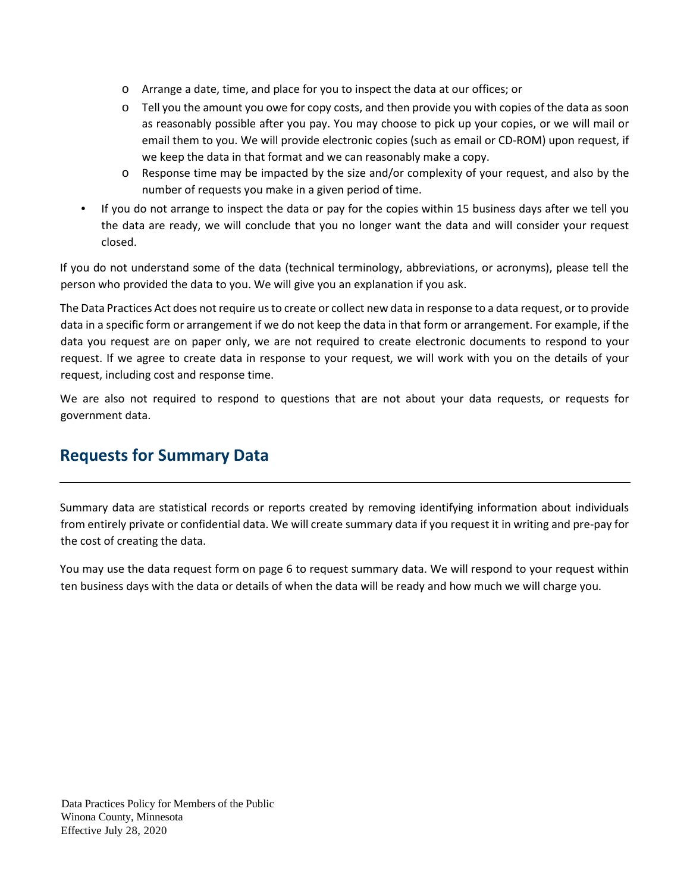- Arrange a date, time, and place for you to inspect the data at our offices; or
  - Tell you the amount you owe for copy costs, and then provide you with copies of the data as soon as reasonably possible after you pay. You may choose to pick up your copies, or we will mail or email them to you. We will provide electronic copies (such as email or CD-ROM) upon request, if we keep the data in that format and we can reasonably make a copy.
  - Response time may be impacted by the size and/or complexity of your request, and also by the number of requests you make in a given period of time.
- If you do not arrange to inspect the data or pay for the copies within 15 business days after we tell you the data are ready, we will conclude that you no longer want the data and will consider your request closed.

If you do not understand some of the data (technical terminology, abbreviations, or acronyms), please tell the person who provided the data to you. We will give you an explanation if you ask.

The Data Practices Act does not require us to create or collect new data in response to a data request, or to provide data in a specific form or arrangement if we do not keep the data in that form or arrangement. For example, if the data you request are on paper only, we are not required to create electronic documents to respond to your request. If we agree to create data in response to your request, we will work with you on the details of your request, including cost and response time.

We are also not required to respond to questions that are not about your data requests, or requests for government data.

## Requests for Summary Data

Summary data are statistical records or reports created by removing identifying information about individuals from entirely private or confidential data. We will create summary data if you request it in writing and pre-pay for the cost of creating the data.

You may use the data request form on page 6 to request summary data. We will respond to your request within ten business days with the data or details of when the data will be ready and how much we will charge you.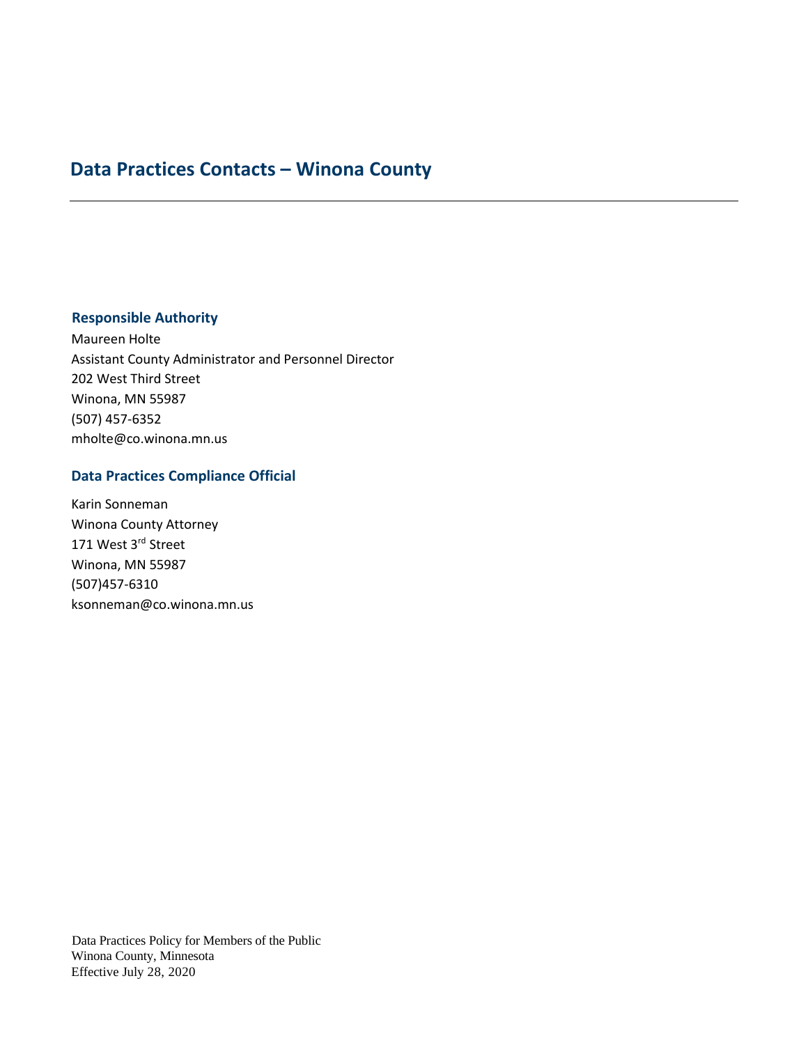# Data Practices Contacts – Winona County

## Responsible Authority

Maureen Holte
Assistant County Administrator and Personnel Director
202 West Third Street
Winona, MN 55987
(507) 457-6352
mholte@co.winona.mn.us

## Data Practices Compliance Official

Karin Sonneman
Winona County Attorney
171 West 3rd Street
Winona, MN 55987
(507)457-6310
ksonneman@co.winona.mn.us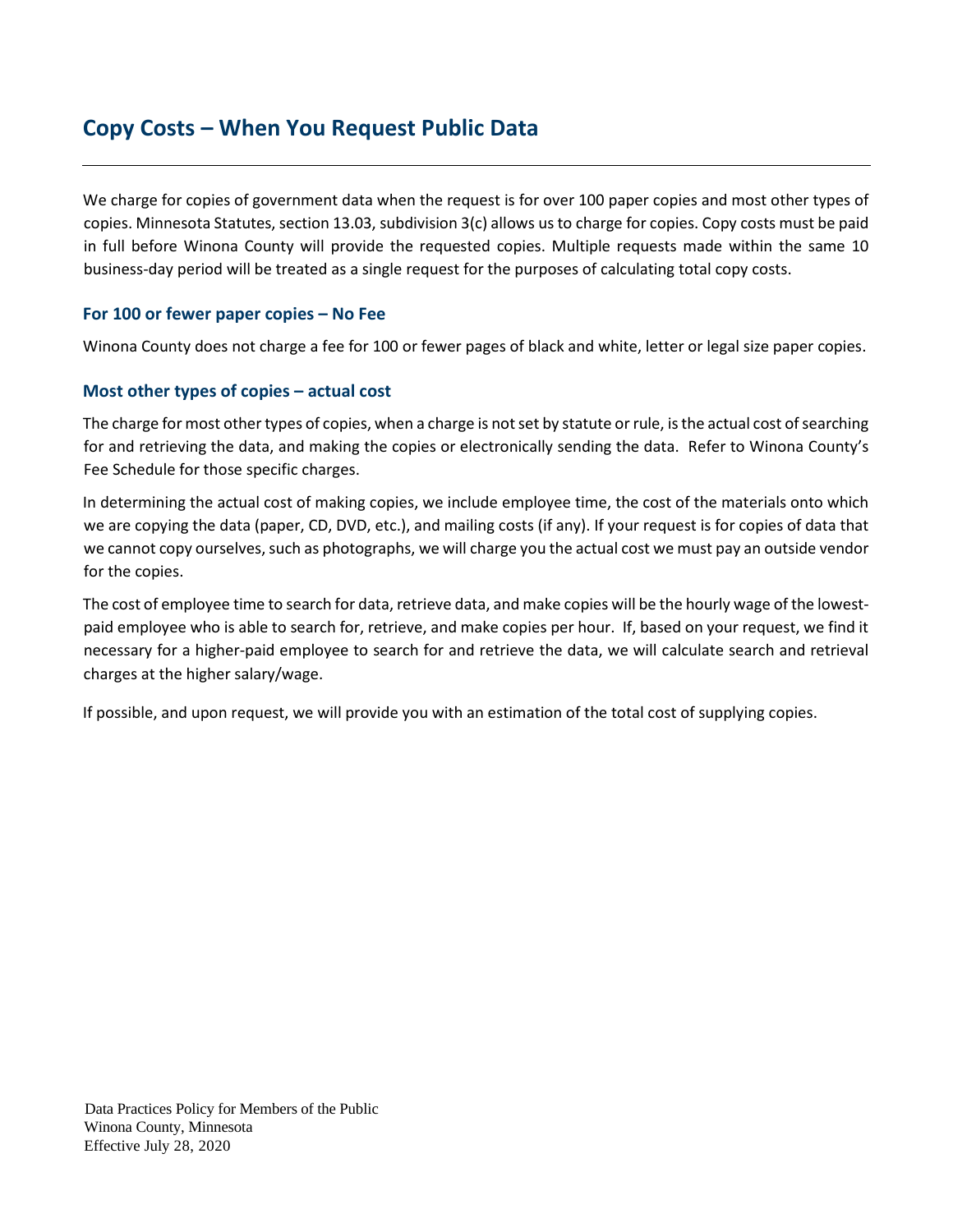## Copy Costs – When You Request Public Data

We charge for copies of government data when the request is for over 100 paper copies and most other types of copies. Minnesota Statutes, section 13.03, subdivision 3(c) allows us to charge for copies. Copy costs must be paid in full before Winona County will provide the requested copies. Multiple requests made within the same 10 business-day period will be treated as a single request for the purposes of calculating total copy costs.

### For 100 or fewer paper copies – No Fee

Winona County does not charge a fee for 100 or fewer pages of black and white, letter or legal size paper copies.

### Most other types of copies – actual cost

The charge for most other types of copies, when a charge is not set by statute or rule, is the actual cost of searching for and retrieving the data, and making the copies or electronically sending the data. Refer to Winona County's Fee Schedule for those specific charges.

In determining the actual cost of making copies, we include employee time, the cost of the materials onto which we are copying the data (paper, CD, DVD, etc.), and mailing costs (if any). If your request is for copies of data that we cannot copy ourselves, such as photographs, we will charge you the actual cost we must pay an outside vendor for the copies.

The cost of employee time to search for data, retrieve data, and make copies will be the hourly wage of the lowest-paid employee who is able to search for, retrieve, and make copies per hour. If, based on your request, we find it necessary for a higher-paid employee to search for and retrieve the data, we will calculate search and retrieval charges at the higher salary/wage.

If possible, and upon request, we will provide you with an estimation of the total cost of supplying copies.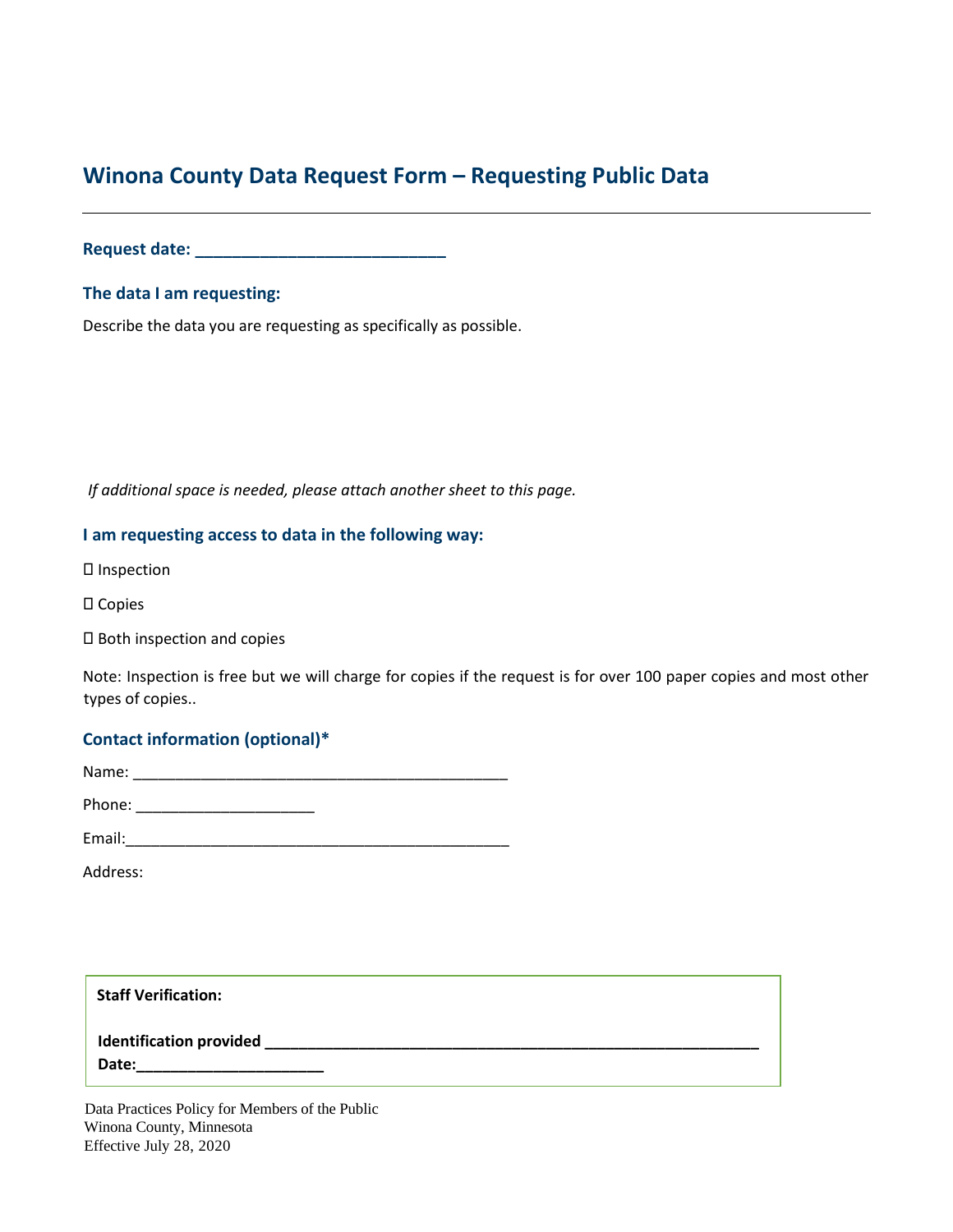# Winona County Data Request Form – Requesting Public Data

**Request date: ___________________________**

### The data I am requesting:

Describe the data you are requesting as specifically as possible.

*If additional space is needed, please attach another sheet to this page.*

### I am requesting access to data in the following way:

☐ Inspection

☐ Copies

☐ Both inspection and copies

Note: Inspection is free but we will charge for copies if the request is for over 100 paper copies and most other types of copies..

### Contact information (optional)*

Name: ____________________________________________

Phone: _____________________

Email:_____________________________________________

Address:

**Staff Verification:**

**Identification provided ___________________________________________________________**

**Date:______________________**

Data Practices Policy for Members of the Public
Winona County, Minnesota
Effective July 28, 2020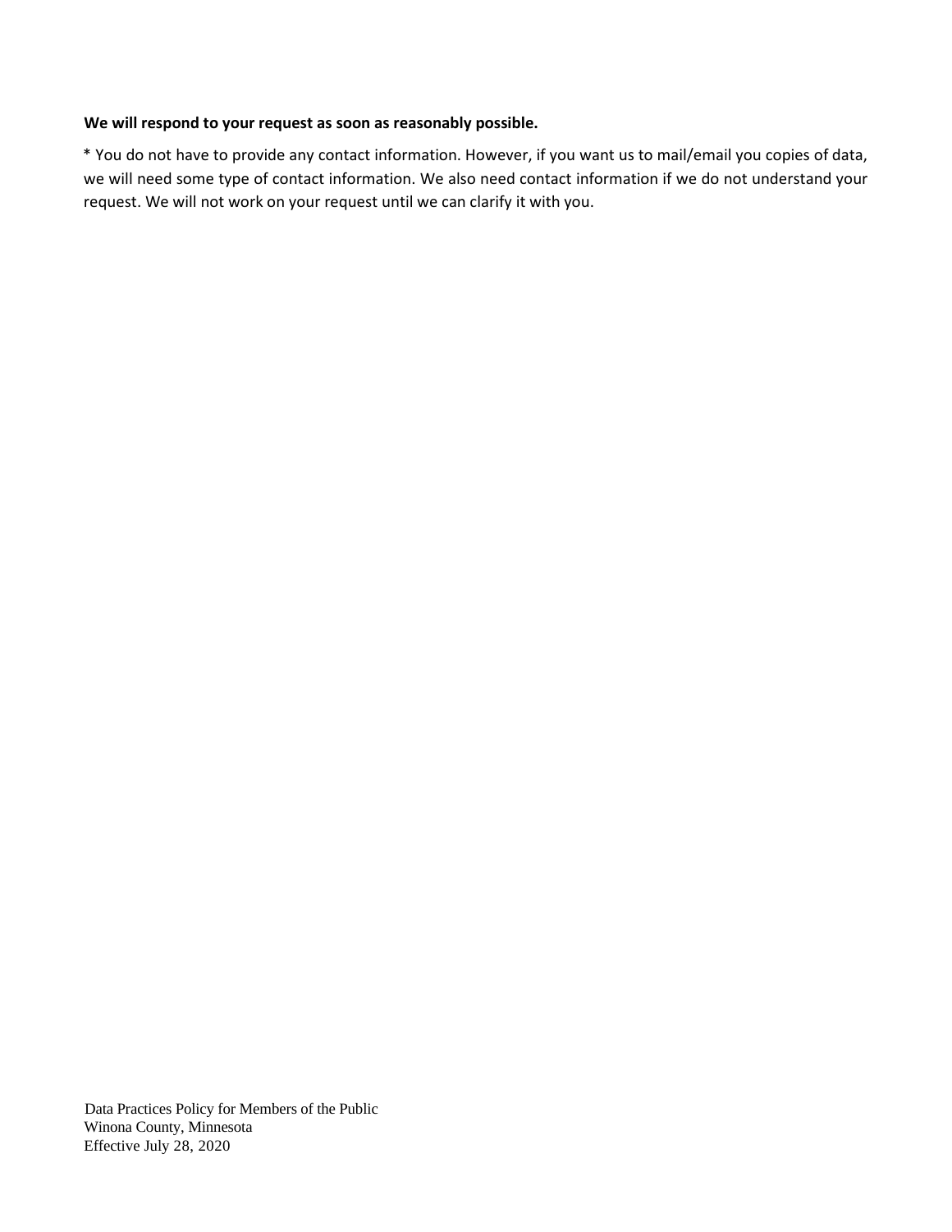**We will respond to your request as soon as reasonably possible.**

* You do not have to provide any contact information. However, if you want us to mail/email you copies of data, we will need some type of contact information. We also need contact information if we do not understand your request. We will not work on your request until we can clarify it with you.